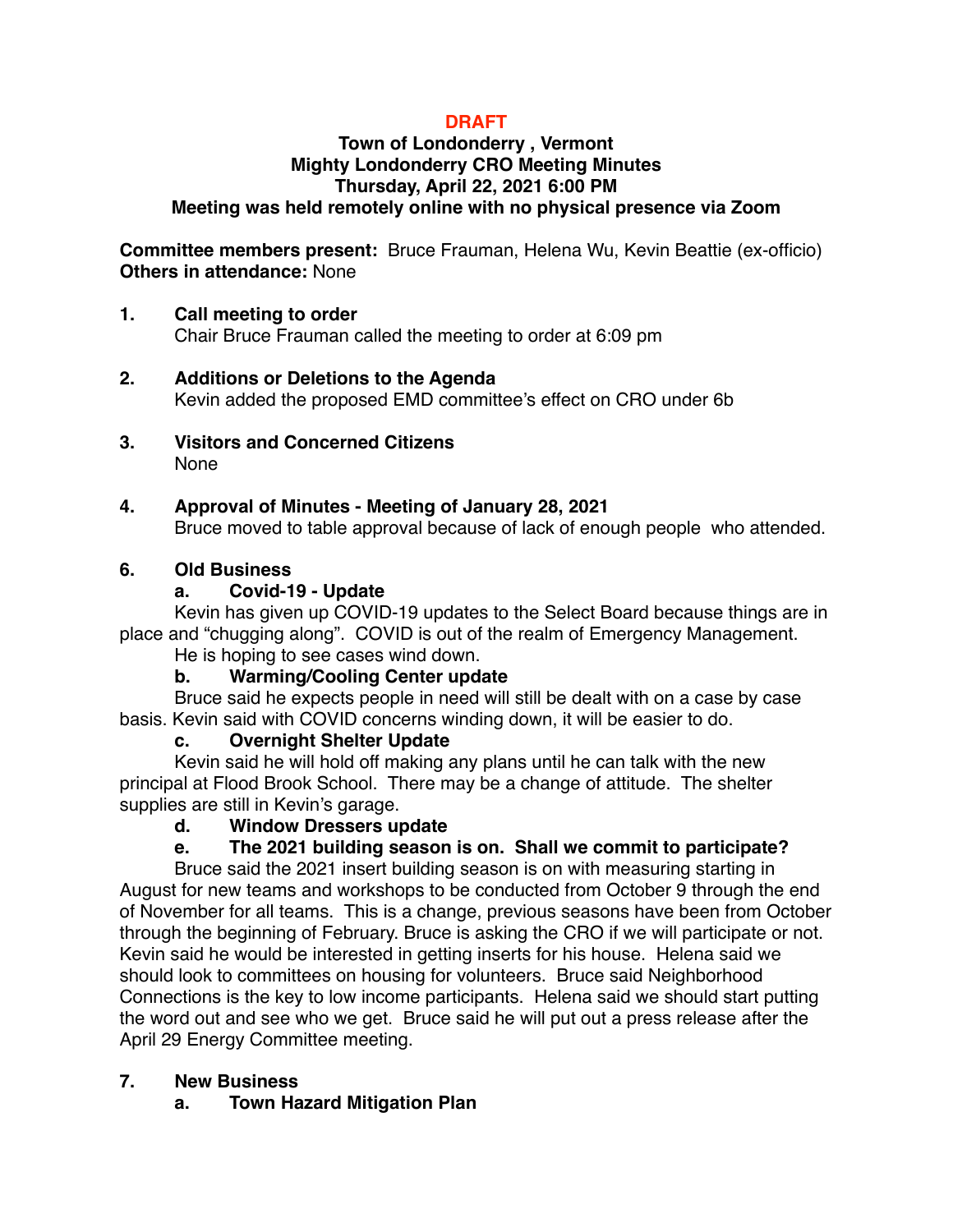**DRAFT**

**Town of Londonderry , Vermont**
**Mighty Londonderry CRO Meeting Minutes**
**Thursday, April 22, 2021 6:00 PM**
**Meeting was held remotely online with no physical presence via Zoom**

**Committee members present:** Bruce Frauman, Helena Wu, Kevin Beattie (ex-officio)
**Others in attendance:** None

**1. Call meeting to order**
Chair Bruce Frauman called the meeting to order at 6:09 pm

**2. Additions or Deletions to the Agenda**
Kevin added the proposed EMD committee's effect on CRO under 6b

**3. Visitors and Concerned Citizens**
None

**4. Approval of Minutes - Meeting of January 28, 2021**
Bruce moved to table approval because of lack of enough people who attended.

**6. Old Business**

**a. Covid-19 - Update**

Kevin has given up COVID-19 updates to the Select Board because things are in place and "chugging along". COVID is out of the realm of Emergency Management. He is hoping to see cases wind down.

**b. Warming/Cooling Center update**

Bruce said he expects people in need will still be dealt with on a case by case basis. Kevin said with COVID concerns winding down, it will be easier to do.

**c. Overnight Shelter Update**

Kevin said he will hold off making any plans until he can talk with the new principal at Flood Brook School. There may be a change of attitude. The shelter supplies are still in Kevin's garage.

**d. Window Dressers update**

**e. The 2021 building season is on. Shall we commit to participate?**

Bruce said the 2021 insert building season is on with measuring starting in August for new teams and workshops to be conducted from October 9 through the end of November for all teams. This is a change, previous seasons have been from October through the beginning of February. Bruce is asking the CRO if we will participate or not. Kevin said he would be interested in getting inserts for his house. Helena said we should look to committees on housing for volunteers. Bruce said Neighborhood Connections is the key to low income participants. Helena said we should start putting the word out and see who we get. Bruce said he will put out a press release after the April 29 Energy Committee meeting.

**7. New Business**

**a. Town Hazard Mitigation Plan**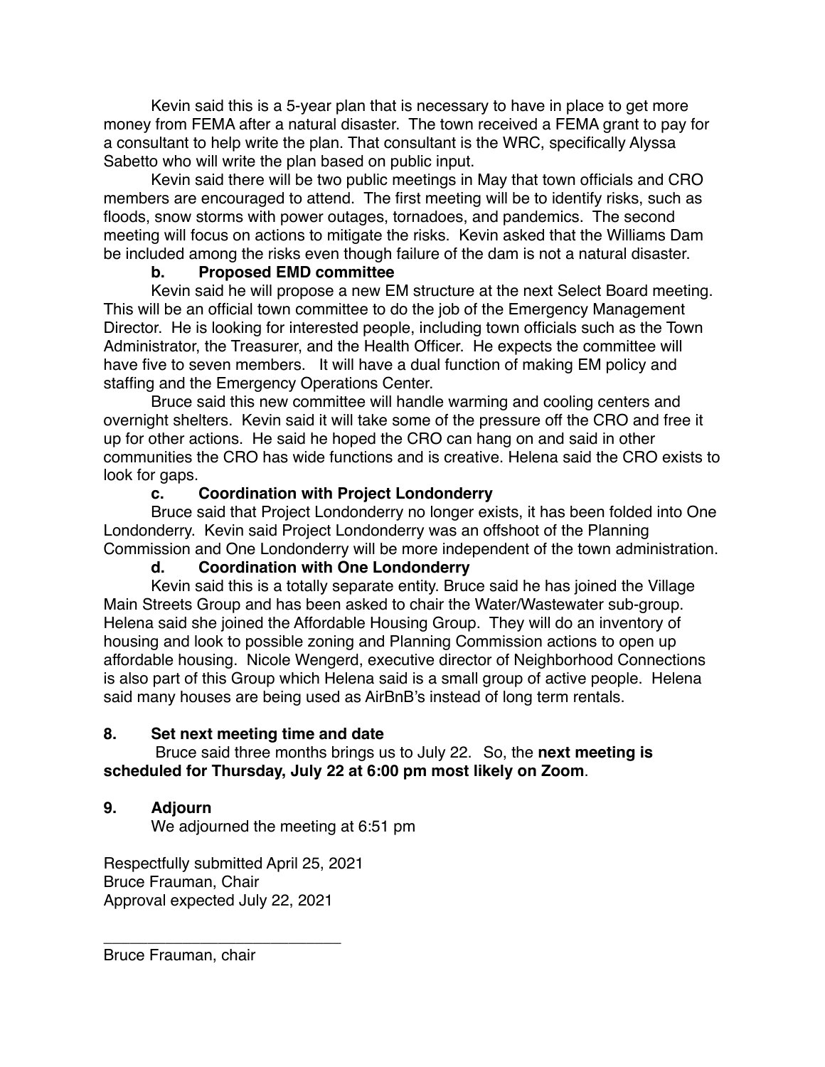Kevin said this is a 5-year plan that is necessary to have in place to get more money from FEMA after a natural disaster. The town received a FEMA grant to pay for a consultant to help write the plan. That consultant is the WRC, specifically Alyssa Sabetto who will write the plan based on public input.

Kevin said there will be two public meetings in May that town officials and CRO members are encouraged to attend. The first meeting will be to identify risks, such as floods, snow storms with power outages, tornadoes, and pandemics. The second meeting will focus on actions to mitigate the risks. Kevin asked that the Williams Dam be included among the risks even though failure of the dam is not a natural disaster.

**b. Proposed EMD committee**

Kevin said he will propose a new EM structure at the next Select Board meeting. This will be an official town committee to do the job of the Emergency Management Director. He is looking for interested people, including town officials such as the Town Administrator, the Treasurer, and the Health Officer. He expects the committee will have five to seven members. It will have a dual function of making EM policy and staffing and the Emergency Operations Center.

Bruce said this new committee will handle warming and cooling centers and overnight shelters. Kevin said it will take some of the pressure off the CRO and free it up for other actions. He said he hoped the CRO can hang on and said in other communities the CRO has wide functions and is creative. Helena said the CRO exists to look for gaps.

**c. Coordination with Project Londonderry**

Bruce said that Project Londonderry no longer exists, it has been folded into One Londonderry. Kevin said Project Londonderry was an offshoot of the Planning Commission and One Londonderry will be more independent of the town administration.

**d. Coordination with One Londonderry**

Kevin said this is a totally separate entity. Bruce said he has joined the Village Main Streets Group and has been asked to chair the Water/Wastewater sub-group. Helena said she joined the Affordable Housing Group. They will do an inventory of housing and look to possible zoning and Planning Commission actions to open up affordable housing. Nicole Wengerd, executive director of Neighborhood Connections is also part of this Group which Helena said is a small group of active people. Helena said many houses are being used as AirBnB's instead of long term rentals.

## 8. Set next meeting time and date

Bruce said three months brings us to July 22. So, the **next meeting is scheduled for Thursday, July 22 at 6:00 pm most likely on Zoom**.

## 9. Adjourn

We adjourned the meeting at 6:51 pm

Respectfully submitted April 25, 2021
Bruce Frauman, Chair
Approval expected July 22, 2021

\_\_\_\_\_\_\_\_\_\_\_\_\_\_\_\_\_\_\_\_\_\_\_\_\_\_\_\_

Bruce Frauman, chair